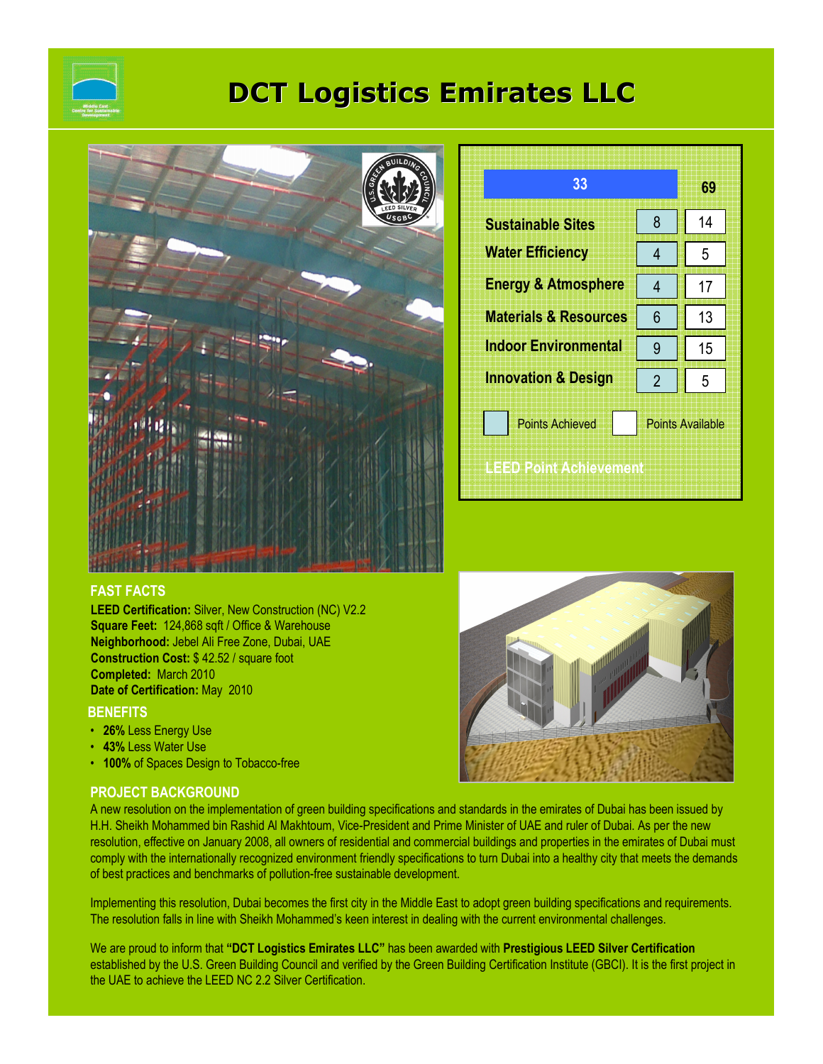# DCT Logistics Emirates LLC

| | Points Achieved | Points Available |
|---|---|---|
| Total | 33 | 69 |
| Sustainable Sites | 8 | 14 |
| Water Efficiency | 4 | 5 |
| Energy & Atmosphere | 4 | 17 |
| Materials & Resources | 6 | 13 |
| Indoor Environmental | 9 | 15 |
| Innovation & Design | 2 | 5 |

LEED Point Achievement

## FAST FACTS

**LEED Certification:** Silver, New Construction (NC) V2.2
**Square Feet:** 124,868 sqft / Office & Warehouse
**Neighborhood:** Jebel Ali Free Zone, Dubai, UAE
**Construction Cost:** $ 42.52 / square foot
**Completed:** March 2010
**Date of Certification:** May 2010

## BENEFITS

- **26%** Less Energy Use
- **43%** Less Water Use
- **100%** of Spaces Design to Tobacco-free

## PROJECT BACKGROUND

A new resolution on the implementation of green building specifications and standards in the emirates of Dubai has been issued by H.H. Sheikh Mohammed bin Rashid Al Makhtoum, Vice-President and Prime Minister of UAE and ruler of Dubai. As per the new resolution, effective on January 2008, all owners of residential and commercial buildings and properties in the emirates of Dubai must comply with the internationally recognized environment friendly specifications to turn Dubai into a healthy city that meets the demands of best practices and benchmarks of pollution-free sustainable development.

Implementing this resolution, Dubai becomes the first city in the Middle East to adopt green building specifications and requirements. The resolution falls in line with Sheikh Mohammed's keen interest in dealing with the current environmental challenges.

We are proud to inform that **"DCT Logistics Emirates LLC"** has been awarded with **Prestigious LEED Silver Certification** established by the U.S. Green Building Council and verified by the Green Building Certification Institute (GBCI). It is the first project in the UAE to achieve the LEED NC 2.2 Silver Certification.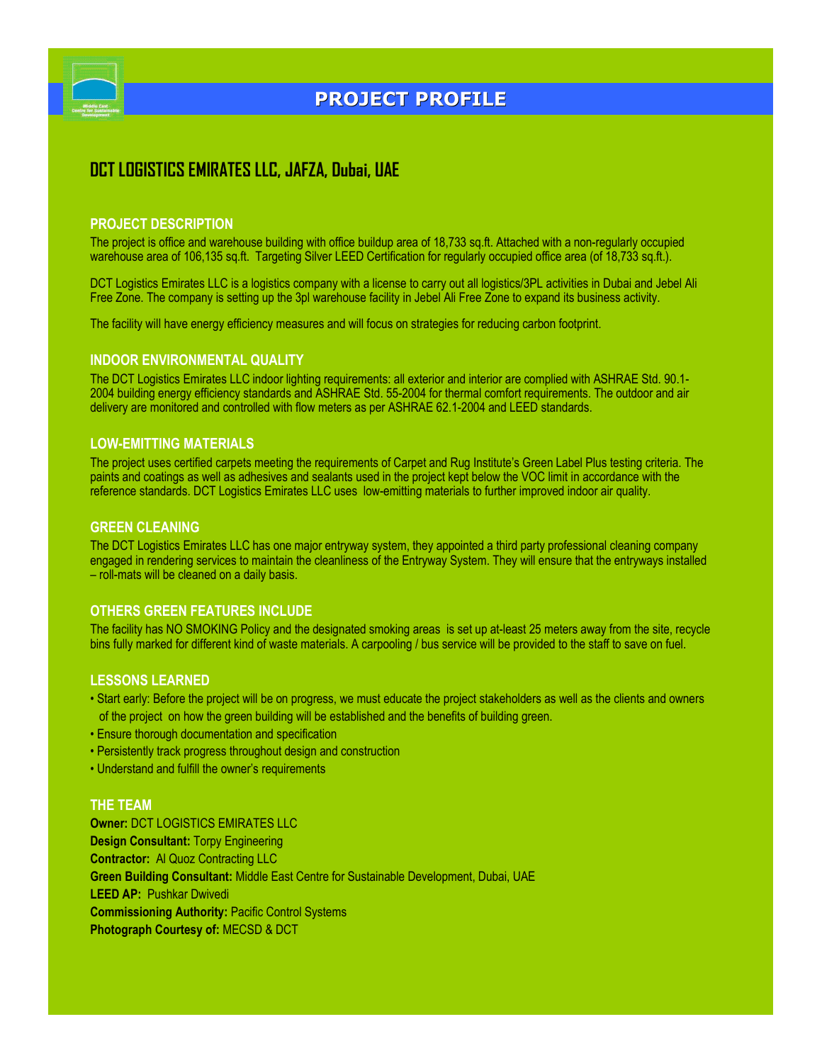# PROJECT PROFILE

## DCT LOGISTICS EMIRATES LLC, JAFZA, Dubai, UAE

### PROJECT DESCRIPTION

The project is office and warehouse building with office buildup area of 18,733 sq.ft. Attached with a non-regularly occupied warehouse area of 106,135 sq.ft.  Targeting Silver LEED Certification for regularly occupied office area (of 18,733 sq.ft.).

DCT Logistics Emirates LLC is a logistics company with a license to carry out all logistics/3PL activities in Dubai and Jebel Ali Free Zone. The company is setting up the 3pl warehouse facility in Jebel Ali Free Zone to expand its business activity.

The facility will have energy efficiency measures and will focus on strategies for reducing carbon footprint.

### INDOOR ENVIRONMENTAL QUALITY

The DCT Logistics Emirates LLC indoor lighting requirements: all exterior and interior are complied with ASHRAE Std. 90.1-2004 building energy efficiency standards and ASHRAE Std. 55-2004 for thermal comfort requirements. The outdoor and air delivery are monitored and controlled with flow meters as per ASHRAE 62.1-2004 and LEED standards.

### LOW-EMITTING MATERIALS

The project uses certified carpets meeting the requirements of Carpet and Rug Institute's Green Label Plus testing criteria. The paints and coatings as well as adhesives and sealants used in the project kept below the VOC limit in accordance with the reference standards. DCT Logistics Emirates LLC uses  low-emitting materials to further improved indoor air quality.

### GREEN CLEANING

The DCT Logistics Emirates LLC has one major entryway system, they appointed a third party professional cleaning company engaged in rendering services to maintain the cleanliness of the Entryway System. They will ensure that the entryways installed – roll-mats will be cleaned on a daily basis.

### OTHERS GREEN FEATURES INCLUDE

The facility has NO SMOKING Policy and the designated smoking areas  is set up at-least 25 meters away from the site, recycle bins fully marked for different kind of waste materials. A carpooling / bus service will be provided to the staff to save on fuel.

### LESSONS LEARNED

- Start early: Before the project will be on progress, we must educate the project stakeholders as well as the clients and owners of the project  on how the green building will be established and the benefits of building green.
- Ensure thorough documentation and specification
- Persistently track progress throughout design and construction
- Understand and fulfill the owner's requirements

### THE TEAM

**Owner:** DCT LOGISTICS EMIRATES LLC
**Design Consultant:** Torpy Engineering
**Contractor:**  Al Quoz Contracting LLC
**Green Building Consultant:** Middle East Centre for Sustainable Development, Dubai, UAE
**LEED AP:**  Pushkar Dwivedi
**Commissioning Authority:** Pacific Control Systems
**Photograph Courtesy of:** MECSD & DCT